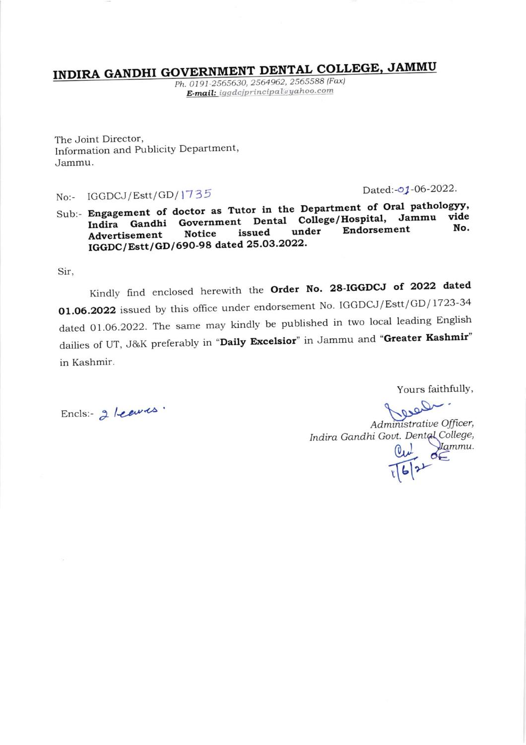# INDIRA GANDHI GOVERNMENT DENTAL COLLEGE, JAMMU

*Ph. 0191-2565630, 2564962, 2565588 (Fax)*
***E-mail:*** *iggdcjprincipal@yahoo.com*

The Joint Director,
Information and Publicity Department,
Jammu.

No:- IGGDCJ/Estt/GD/1735 Dated:-01-06-2022.

Sub:- **Engagement of doctor as Tutor in the Department of Oral pathologyy, Indira Gandhi Government Dental College/Hospital, Jammu vide Advertisement Notice issued under Endorsement No. IGGDC/Estt/GD/690-98 dated 25.03.2022.**

Sir,

Kindly find enclosed herewith the **Order No. 28-IGGDCJ of 2022 dated 01.06.2022** issued by this office under endorsement No. IGGDCJ/Estt/GD/1723-34 dated 01.06.2022. The same may kindly be published in two local leading English dailies of UT, J&K preferably in "**Daily Excelsior**" in Jammu and "**Greater Kashmir**" in Kashmir.

Yours faithfully,

*Administrative Officer,*
*Indira Gandhi Govt. Dental College,*
*Jammu.*
1/6/22

Encls:- 2 leaves.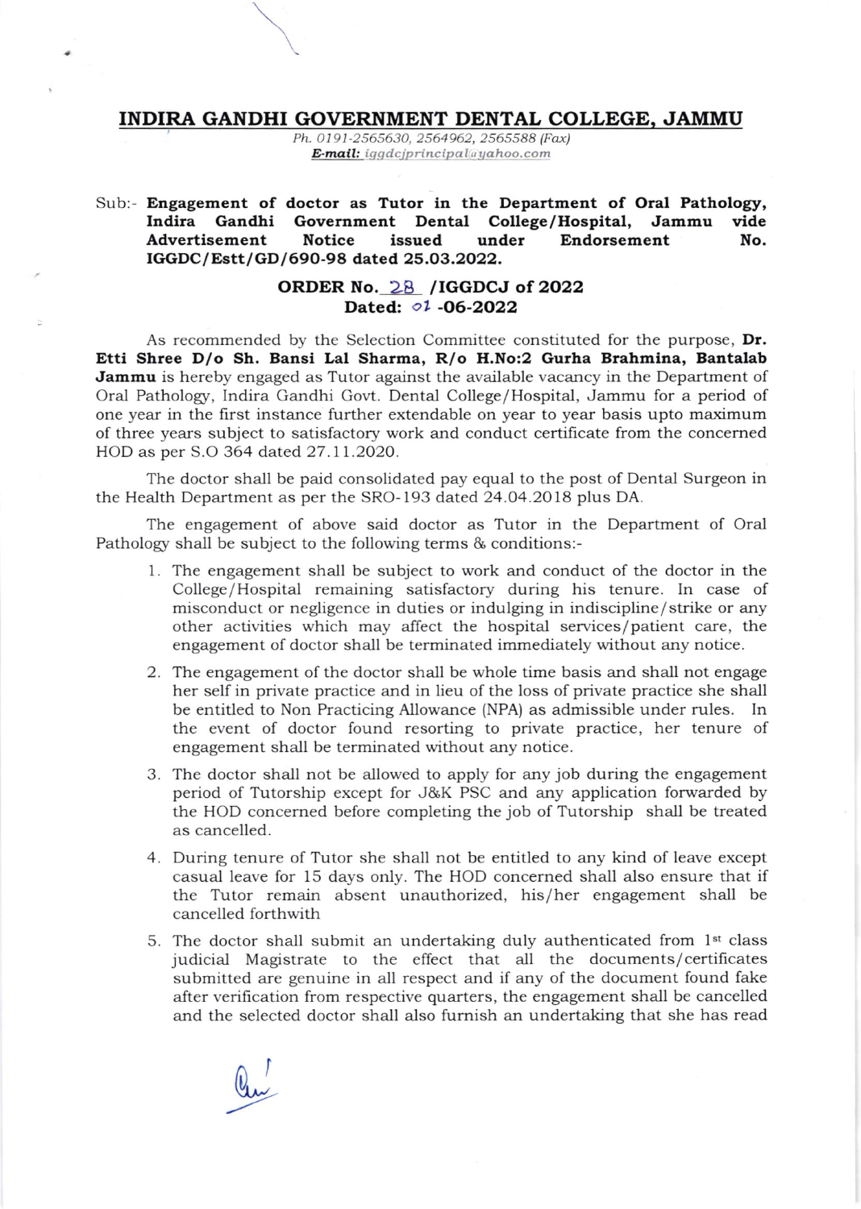# INDIRA GANDHI GOVERNMENT DENTAL COLLEGE, JAMMU

*Ph. 0191-2565630, 2564962, 2565588 (Fax)*
***E-mail:** iggdcjprincipal@yahoo.com*

Sub:- **Engagement of doctor as Tutor in the Department of Oral Pathology, Indira Gandhi Government Dental College/Hospital, Jammu vide Advertisement Notice issued under Endorsement No. IGGDC/Estt/GD/690-98 dated 25.03.2022.**

**ORDER No. 28 /IGGDCJ of 2022**
**Dated: 01 -06-2022**

As recommended by the Selection Committee constituted for the purpose, **Dr. Etti Shree D/o Sh. Bansi Lal Sharma, R/o H.No:2 Gurha Brahmina, Bantalab Jammu** is hereby engaged as Tutor against the available vacancy in the Department of Oral Pathology, Indira Gandhi Govt. Dental College/Hospital, Jammu for a period of one year in the first instance further extendable on year to year basis upto maximum of three years subject to satisfactory work and conduct certificate from the concerned HOD as per S.O 364 dated 27.11.2020.

The doctor shall be paid consolidated pay equal to the post of Dental Surgeon in the Health Department as per the SRO-193 dated 24.04.2018 plus DA.

The engagement of above said doctor as Tutor in the Department of Oral Pathology shall be subject to the following terms & conditions:-

1. The engagement shall be subject to work and conduct of the doctor in the College/Hospital remaining satisfactory during his tenure. In case of misconduct or negligence in duties or indulging in indiscipline/strike or any other activities which may affect the hospital services/patient care, the engagement of doctor shall be terminated immediately without any notice.
2. The engagement of the doctor shall be whole time basis and shall not engage her self in private practice and in lieu of the loss of private practice she shall be entitled to Non Practicing Allowance (NPA) as admissible under rules. In the event of doctor found resorting to private practice, her tenure of engagement shall be terminated without any notice.
3. The doctor shall not be allowed to apply for any job during the engagement period of Tutorship except for J&K PSC and any application forwarded by the HOD concerned before completing the job of Tutorship shall be treated as cancelled.
4. During tenure of Tutor she shall not be entitled to any kind of leave except casual leave for 15 days only. The HOD concerned shall also ensure that if the Tutor remain absent unauthorized, his/her engagement shall be cancelled forthwith
5. The doctor shall submit an undertaking duly authenticated from 1st class judicial Magistrate to the effect that all the documents/certificates submitted are genuine in all respect and if any of the document found fake after verification from respective quarters, the engagement shall be cancelled and the selected doctor shall also furnish an undertaking that she has read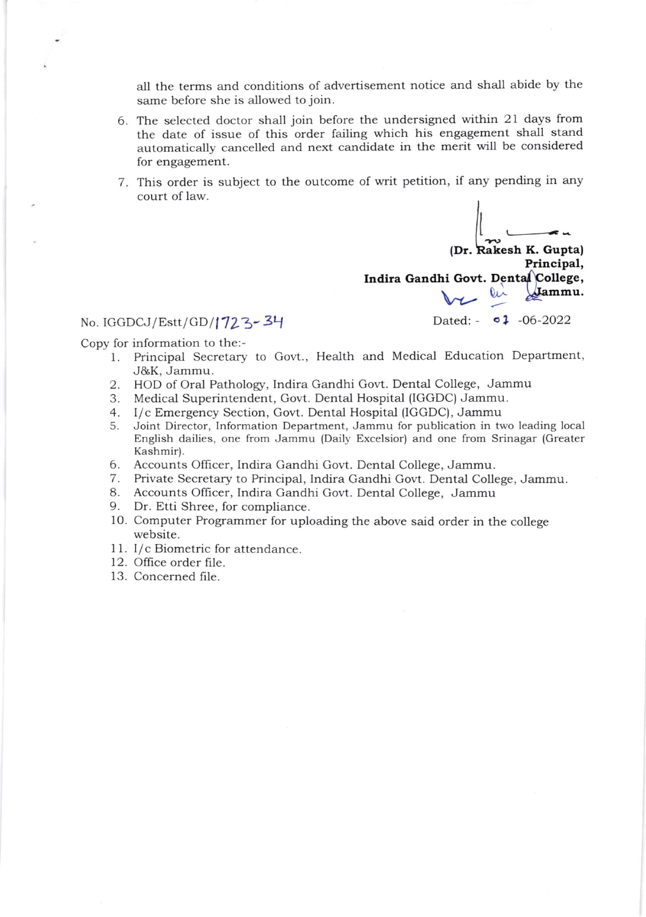all the terms and conditions of advertisement notice and shall abide by the same before she is allowed to join.

6. The selected doctor shall join before the undersigned within 21 days from the date of issue of this order failing which his engagement shall stand automatically cancelled and next candidate in the merit will be considered for engagement.
7. This order is subject to the outcome of writ petition, if any pending in any court of law.

**(Dr. Rakesh K. Gupta)**
**Principal,**
**Indira Gandhi Govt. Dental College,**
**Jammu.**

No. IGGDCJ/Estt/GD/1723-34 Dated: - 07 -06-2022

Copy for information to the:-

1. Principal Secretary to Govt., Health and Medical Education Department, J&K, Jammu.
2. HOD of Oral Pathology, Indira Gandhi Govt. Dental College, Jammu
3. Medical Superintendent, Govt. Dental Hospital (IGGDC) Jammu.
4. I/c Emergency Section, Govt. Dental Hospital (IGGDC), Jammu
5. Joint Director, Information Department, Jammu for publication in two leading local English dailies, one from Jammu (Daily Excelsior) and one from Srinagar (Greater Kashmir).
6. Accounts Officer, Indira Gandhi Govt. Dental College, Jammu.
7. Private Secretary to Principal, Indira Gandhi Govt. Dental College, Jammu.
8. Accounts Officer, Indira Gandhi Govt. Dental College, Jammu
9. Dr. Etti Shree, for compliance.
10. Computer Programmer for uploading the above said order in the college website.
11. I/c Biometric for attendance.
12. Office order file.
13. Concerned file.